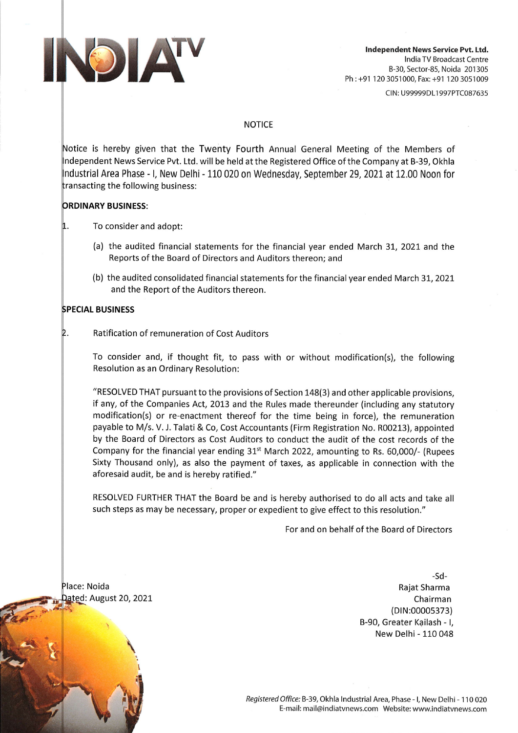**Independent News Service Pvt. Ltd.**
India TV Broadcast Centre
B-30, Sector-85, Noida 201305
Ph : +91 120 3051000, Fax: +91 120 3051009
CIN: U99999DL1997PTC087635

# NOTICE

Notice is hereby given that the Twenty Fourth Annual General Meeting of the Members of Independent News Service Pvt. Ltd. will be held at the Registered Office of the Company at B-39, Okhla Industrial Area Phase - I, New Delhi - 110 020 on Wednesday, September 29, 2021 at 12.00 Noon for transacting the following business:

**ORDINARY BUSINESS:**

1. To consider and adopt:

   (a) the audited financial statements for the financial year ended March 31, 2021 and the Reports of the Board of Directors and Auditors thereon; and

   (b) the audited consolidated financial statements for the financial year ended March 31, 2021 and the Report of the Auditors thereon.

**SPECIAL BUSINESS**

2. Ratification of remuneration of Cost Auditors

   To consider and, if thought fit, to pass with or without modification(s), the following Resolution as an Ordinary Resolution:

   "RESOLVED THAT pursuant to the provisions of Section 148(3) and other applicable provisions, if any, of the Companies Act, 2013 and the Rules made thereunder (including any statutory modification(s) or re-enactment thereof for the time being in force), the remuneration payable to M/s. V. J. Talati & Co, Cost Accountants (Firm Registration No. R00213), appointed by the Board of Directors as Cost Auditors to conduct the audit of the cost records of the Company for the financial year ending 31st March 2022, amounting to Rs. 60,000/- (Rupees Sixty Thousand only), as also the payment of taxes, as applicable in connection with the aforesaid audit, be and is hereby ratified."

   RESOLVED FURTHER THAT the Board be and is hereby authorised to do all acts and take all such steps as may be necessary, proper or expedient to give effect to this resolution."

For and on behalf of the Board of Directors

-Sd-
Rajat Sharma
Chairman
(DIN:00005373)
B-90, Greater Kailash - I,
New Delhi - 110 048

Place: Noida
Dated: August 20, 2021

*Registered Office:* B-39, Okhla Industrial Area, Phase - I, New Delhi - 110 020
E-mail: mail@indiatvnews.com Website: www.indiatvnews.com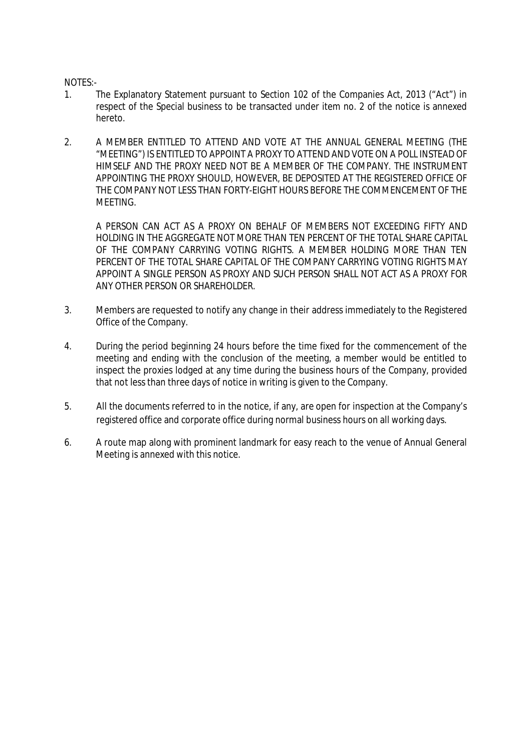NOTES:-

1. The Explanatory Statement pursuant to Section 102 of the Companies Act, 2013 ("Act") in respect of the Special business to be transacted under item no. 2 of the notice is annexed hereto.

2. A MEMBER ENTITLED TO ATTEND AND VOTE AT THE ANNUAL GENERAL MEETING (THE "MEETING") IS ENTITLED TO APPOINT A PROXY TO ATTEND AND VOTE ON A POLL INSTEAD OF HIMSELF AND THE PROXY NEED NOT BE A MEMBER OF THE COMPANY. THE INSTRUMENT APPOINTING THE PROXY SHOULD, HOWEVER, BE DEPOSITED AT THE REGISTERED OFFICE OF THE COMPANY NOT LESS THAN FORTY-EIGHT HOURS BEFORE THE COMMENCEMENT OF THE MEETING.

   A PERSON CAN ACT AS A PROXY ON BEHALF OF MEMBERS NOT EXCEEDING FIFTY AND HOLDING IN THE AGGREGATE NOT MORE THAN TEN PERCENT OF THE TOTAL SHARE CAPITAL OF THE COMPANY CARRYING VOTING RIGHTS. A MEMBER HOLDING MORE THAN TEN PERCENT OF THE TOTAL SHARE CAPITAL OF THE COMPANY CARRYING VOTING RIGHTS MAY APPOINT A SINGLE PERSON AS PROXY AND SUCH PERSON SHALL NOT ACT AS A PROXY FOR ANY OTHER PERSON OR SHAREHOLDER.

3. Members are requested to notify any change in their address immediately to the Registered Office of the Company.

4. During the period beginning 24 hours before the time fixed for the commencement of the meeting and ending with the conclusion of the meeting, a member would be entitled to inspect the proxies lodged at any time during the business hours of the Company, provided that not less than three days of notice in writing is given to the Company.

5. All the documents referred to in the notice, if any, are open for inspection at the Company's registered office and corporate office during normal business hours on all working days.

6. A route map along with prominent landmark for easy reach to the venue of Annual General Meeting is annexed with this notice.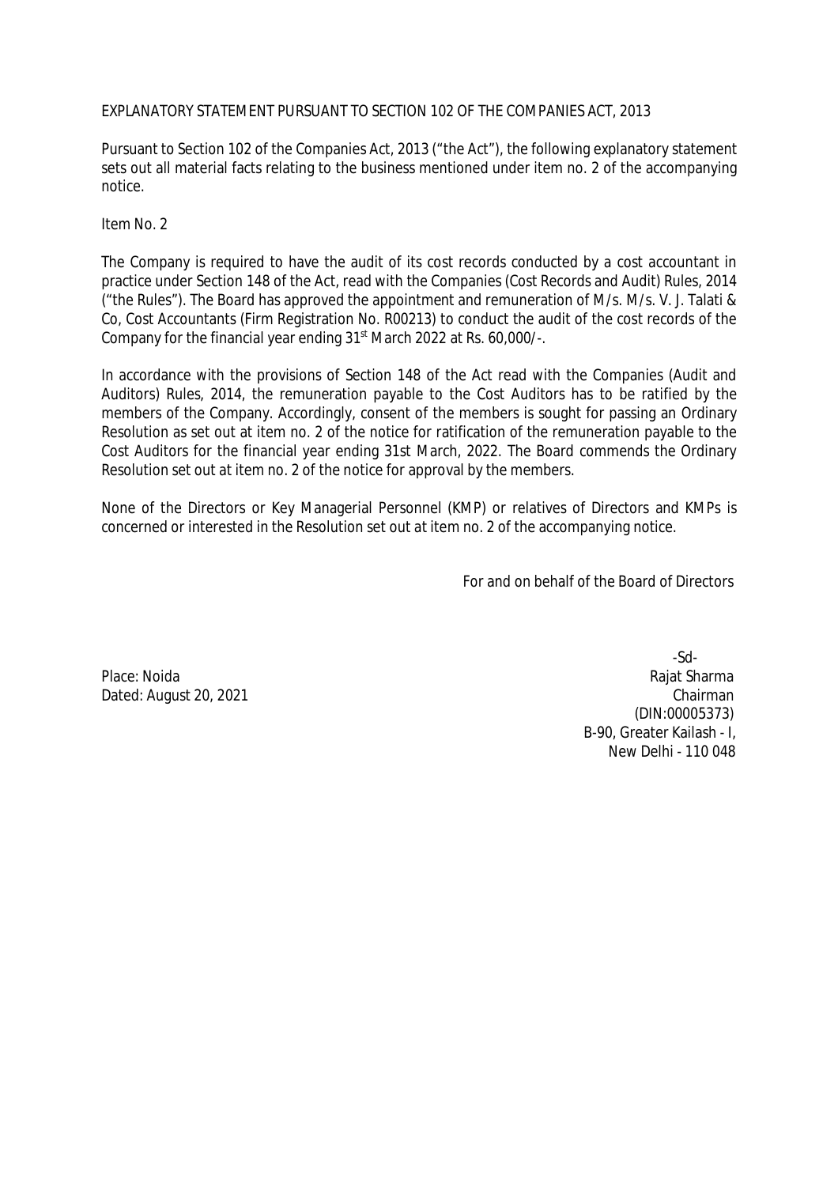## EXPLANATORY STATEMENT PURSUANT TO SECTION 102 OF THE COMPANIES ACT, 2013

Pursuant to Section 102 of the Companies Act, 2013 ("the Act"), the following explanatory statement sets out all material facts relating to the business mentioned under item no. 2 of the accompanying notice.

Item No. 2

The Company is required to have the audit of its cost records conducted by a cost accountant in practice under Section 148 of the Act, read with the Companies (Cost Records and Audit) Rules, 2014 ("the Rules"). The Board has approved the appointment and remuneration of M/s. M/s. V. J. Talati & Co, Cost Accountants (Firm Registration No. R00213) to conduct the audit of the cost records of the Company for the financial year ending 31st March 2022 at Rs. 60,000/-.

In accordance with the provisions of Section 148 of the Act read with the Companies (Audit and Auditors) Rules, 2014, the remuneration payable to the Cost Auditors has to be ratified by the members of the Company. Accordingly, consent of the members is sought for passing an Ordinary Resolution as set out at item no. 2 of the notice for ratification of the remuneration payable to the Cost Auditors for the financial year ending 31st March, 2022. The Board commends the Ordinary Resolution set out at item no. 2 of the notice for approval by the members.

None of the Directors or Key Managerial Personnel (KMP) or relatives of Directors and KMPs is concerned or interested in the Resolution set out at item no. 2 of the accompanying notice.

For and on behalf of the Board of Directors

-Sd-
Rajat Sharma
Chairman
(DIN:00005373)
B-90, Greater Kailash - I,
New Delhi - 110 048

Place: Noida
Dated: August 20, 2021